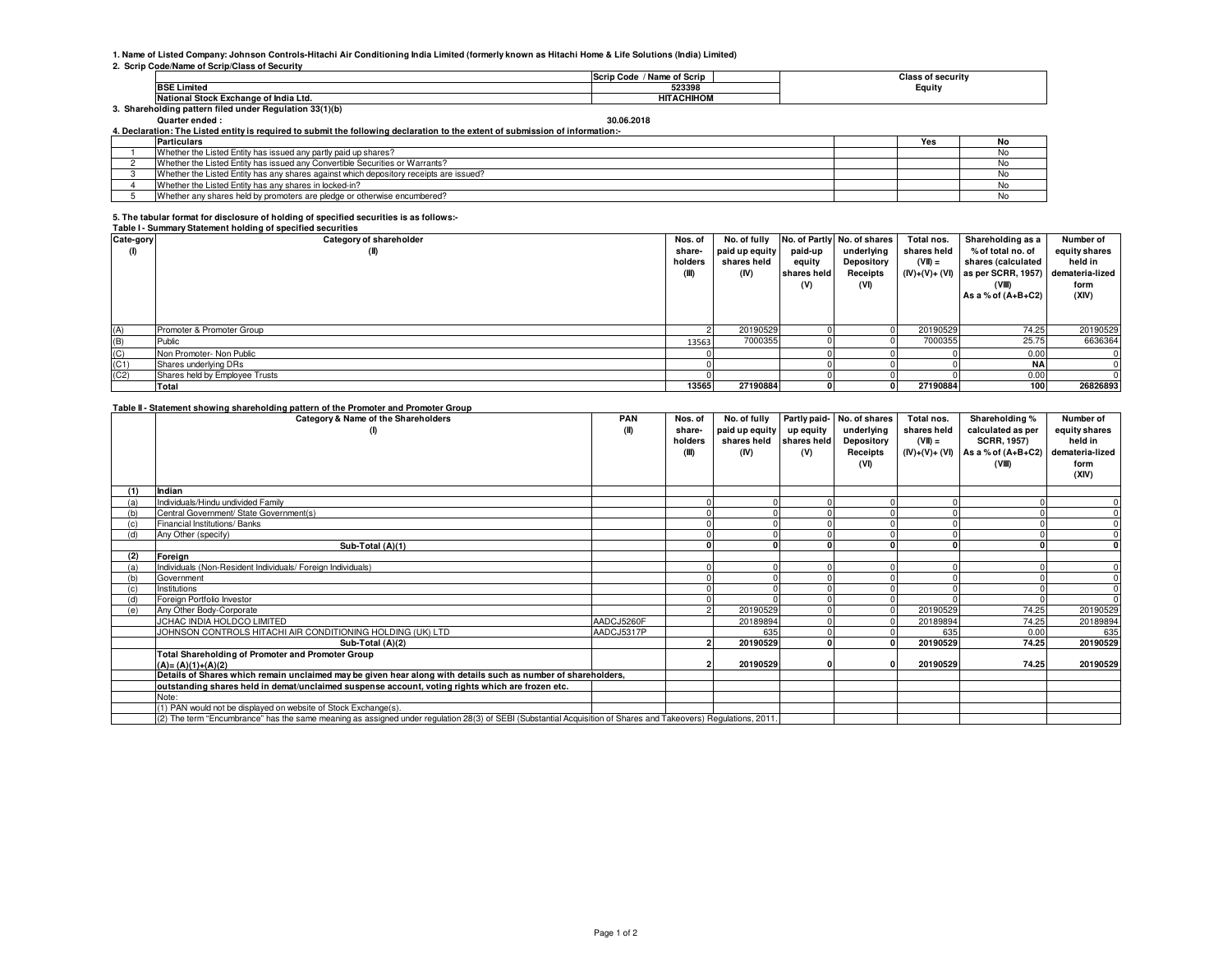1. Name of Listed Company: Johnson Controls-Hitachi Air Conditioning India Limited (formerly known as Hitachi Home & Life Solutions (India) Limited)

2. Scrip Code/Name of Scrip/Class of Security

| | Scrip Code / Name of Scrip | Class of security |
|---|---|---|
| BSE Limited | 523398 | Equity |
| National Stock Exchange of India Ltd. | HITACHIHOM | |

3. Shareholding pattern filed under Regulation 33(1)(b)

Quarter ended : 30.06.2018

4. Declaration: The Listed entity is required to submit the following declaration to the extent of submission of information:-

| | Particulars | | Yes | No |
|---|---|---|---|---|
| 1 | Whether the Listed Entity has issued any partly paid up shares? | | | No |
| 2 | Whether the Listed Entity has issued any Convertible Securities or Warrants? | | | No |
| 3 | Whether the Listed Entity has any shares against which depository receipts are issued? | | | No |
| 4 | Whether the Listed Entity has any shares in locked-in? | | | No |
| 5 | Whether any shares held by promoters are pledge or otherwise encumbered? | | | No |

5. The tabular format for disclosure of holding of specified securities is as follows:-

Table I - Summary Statement holding of specified securities

| Cate-gory (I) | Category of shareholder (II) | Nos. of share-holders (III) | No. of fully paid up equity shares held (IV) | No. of Partly paid-up equity shares held (V) | No. of shares underlying Depository Receipts (VI) | Total nos. shares held (VII) = (IV)+(V)+ (VI) | Shareholding as a % of total no. of shares (calculated as per SCRR, 1957) (VIII) As a % of (A+B+C2) | Number of equity shares held in demateria-lized form (XIV) |
|---|---|---|---|---|---|---|---|---|
| (A) | Promoter & Promoter Group | 2 | 20190529 | 0 | 0 | 20190529 | 74.25 | 20190529 |
| (B) | Public | 13563 | 7000355 | 0 | 0 | 7000355 | 25.75 | 6636364 |
| (C) | Non Promoter- Non Public | 0 | | 0 | 0 | 0 | 0.00 | 0 |
| (C1) | Shares underlying DRs | 0 | | 0 | 0 | 0 | NA | 0 |
| (C2) | Shares held by Employee Trusts | 0 | | 0 | 0 | 0 | 0.00 | 0 |
| | **Total** | **13565** | **27190884** | **0** | **0** | **27190884** | **100** | **26826893** |

Table II - Statement showing shareholding pattern of the Promoter and Promoter Group

| | Category & Name of the Shareholders (I) | PAN (II) | Nos. of share-holders (III) | No. of fully paid up equity shares held (IV) | Partly paid-up equity shares held (V) | No. of shares underlying Depository Receipts (VI) | Total nos. shares held (VII) = (IV)+(V)+ (VI) | Shareholding % calculated as per SCRR, 1957) As a % of (A+B+C2) (VIII) | Number of equity shares held in demateria-lized form (XIV) |
|---|---|---|---|---|---|---|---|---|---|
| **(1)** | **Indian** | | | | | | | | |
| (a) | Individuals/Hindu undivided Family | | 0 | 0 | 0 | 0 | 0 | 0 | 0 |
| (b) | Central Government/ State Government(s) | | 0 | 0 | 0 | 0 | 0 | 0 | 0 |
| (c) | Financial Institutions/ Banks | | 0 | 0 | 0 | 0 | 0 | 0 | 0 |
| (d) | Any Other (specify) | | 0 | 0 | 0 | 0 | 0 | 0 | 0 |
| | **Sub-Total (A)(1)** | | **0** | **0** | **0** | **0** | **0** | **0** | **0** |
| **(2)** | **Foreign** | | | | | | | | |
| (a) | Individuals (Non-Resident Individuals/ Foreign Individuals) | | 0 | 0 | 0 | 0 | 0 | 0 | 0 |
| (b) | Government | | 0 | 0 | 0 | 0 | 0 | 0 | 0 |
| (c) | Institutions | | 0 | 0 | 0 | 0 | 0 | 0 | 0 |
| (d) | Foreign Portfolio Investor | | 0 | 0 | 0 | 0 | 0 | 0 | 0 |
| (e) | Any Other Body-Corporate | | 2 | 20190529 | 0 | 0 | 20190529 | 74.25 | 20190529 |
| | JCHAC INDIA HOLDCO LIMITED | AADCJ5260F | | 20189894 | 0 | 0 | 20189894 | 74.25 | 20189894 |
| | JOHNSON CONTROLS HITACHI AIR CONDITIONING HOLDING (UK) LTD | AADCJ5317P | | 635 | 0 | 0 | 635 | 0.00 | 635 |
| | **Sub-Total (A)(2)** | | **2** | **20190529** | **0** | **0** | **20190529** | **74.25** | **20190529** |
| | **Total Shareholding of Promoter and Promoter Group (A)= (A)(1)+(A)(2)** | | **2** | **20190529** | **0** | **0** | **20190529** | **74.25** | **20190529** |
| | **Details of Shares which remain unclaimed may be given hear along with details such as number of shareholders, outstanding shares held in demat/unclaimed suspense account, voting rights which are frozen etc.** | | | | | | | | |
| | Note: | | | | | | | | |
| | (1) PAN would not be displayed on website of Stock Exchange(s). | | | | | | | | |
| | (2) The term "Encumbrance" has the same meaning as assigned under regulation 28(3) of SEBI (Substantial Acquisition of Shares and Takeovers) Regulations, 2011. | | | | | | | | |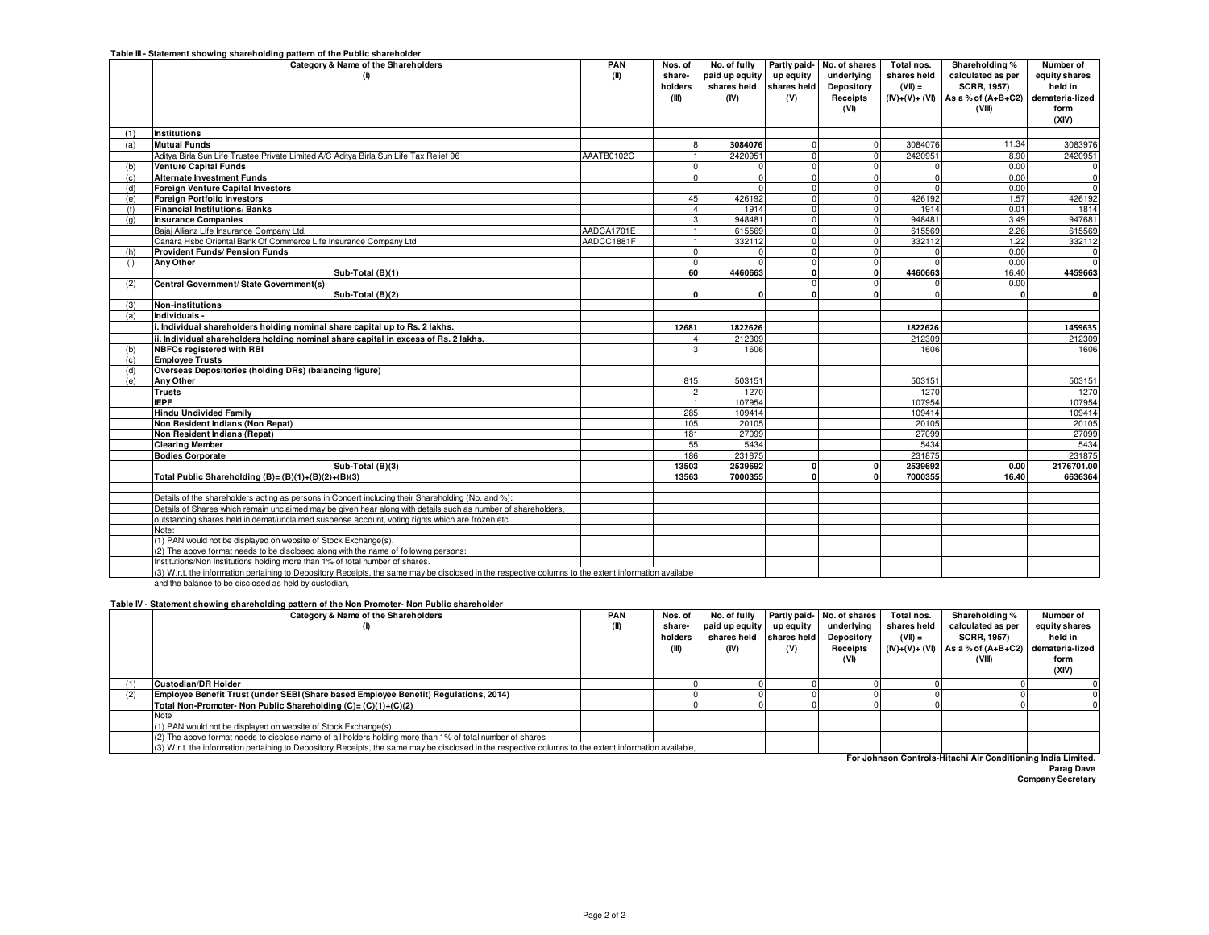**Table III - Statement showing shareholding pattern of the Public shareholder**

| | Category & Name of the Shareholders (I) | PAN (II) | Nos. of share-holders (III) | No. of fully paid up equity shares held (IV) | Partly paid-up equity shares held (V) | No. of shares underlying Depository Receipts (VI) | Total nos. shares held (VII) = (IV)+(V)+ (VI) | Shareholding % calculated as per SCRR, 1957) As a % of (A+B+C2) (VIII) | Number of equity shares held in demateria-lized form (XIV) |
|---|---|---|---|---|---|---|---|---|---|
| (1) | **Institutions** | | | | | | | | |
| (a) | **Mutual Funds** | | 8 | **3084076** | 0 | 0 | 3084076 | 11.34 | 3083976 |
| | Aditya Birla Sun Life Trustee Private Limited A/C Aditya Birla Sun Life Tax Relief 96 | AAATB0102C | 1 | 2420951 | 0 | 0 | 2420951 | 8.90 | 2420951 |
| (b) | **Venture Capital Funds** | | 0 | 0 | 0 | 0 | 0 | 0.00 | 0 |
| (c) | **Alternate Investment Funds** | | 0 | 0 | 0 | 0 | 0 | 0.00 | 0 |
| (d) | **Foreign Venture Capital Investors** | | | 0 | 0 | 0 | 0 | 0.00 | 0 |
| (e) | **Foreign Portfolio Investors** | | 45 | 426192 | 0 | 0 | 426192 | 1.57 | 426192 |
| (f) | **Financial Institutions/ Banks** | | 4 | 1914 | 0 | 0 | 1914 | 0.01 | 1814 |
| (g) | **Insurance Companies** | | 3 | 948481 | 0 | 0 | 948481 | 3.49 | 947681 |
| | Bajaj Allianz Life Insurance Company Ltd. | AADCA1701E | 1 | 615569 | 0 | 0 | 615569 | 2.26 | 615569 |
| | Canara Hsbc Oriental Bank Of Commerce Life Insurance Company Ltd | AADCC1881F | 1 | 332112 | 0 | 0 | 332112 | 1.22 | 332112 |
| (h) | **Provident Funds/ Pension Funds** | | 0 | 0 | 0 | 0 | 0 | 0.00 | 0 |
| (i) | **Any Other** | | 0 | 0 | 0 | 0 | 0 | 0.00 | 0 |
| | **Sub-Total (B)(1)** | | **60** | **4460663** | **0** | **0** | **4460663** | 16.40 | **4459663** |
| (2) | **Central Government/ State Government(s)** | | | | 0 | 0 | 0 | 0.00 | |
| | **Sub-Total (B)(2)** | | **0** | **0** | **0** | **0** | 0 | **0** | **0** |
| (3) | **Non-institutions** | | | | | | | | |
| (a) | **Individuals -** | | | | | | | | |
| | **i. Individual shareholders holding nominal share capital up to Rs. 2 lakhs.** | | **12681** | **1822626** | | | **1822626** | | **1459635** |
| | **ii. Individual shareholders holding nominal share capital in excess of Rs. 2 lakhs.** | | 4 | 212309 | | | 212309 | | 212309 |
| (b) | **NBFCs registered with RBI** | | 3 | 1606 | | | 1606 | | 1606 |
| (c) | **Employee Trusts** | | | | | | | | |
| (d) | **Overseas Depositories (holding DRs) (balancing figure)** | | | | | | | | |
| (e) | **Any Other** | | 815 | 503151 | | | 503151 | | 503151 |
| | **Trusts** | | 2 | 1270 | | | 1270 | | 1270 |
| | **IEPF** | | 1 | 107954 | | | 107954 | | 107954 |
| | **Hindu Undivided Family** | | 285 | 109414 | | | 109414 | | 109414 |
| | **Non Resident Indians (Non Repat)** | | 105 | 20105 | | | 20105 | | 20105 |
| | **Non Resident Indians (Repat)** | | 181 | 27099 | | | 27099 | | 27099 |
| | **Clearing Member** | | 55 | 5434 | | | 5434 | | 5434 |
| | **Bodies Corporate** | | 186 | 231875 | | | 231875 | | 231875 |
| | **Sub-Total (B)(3)** | | **13503** | **2539692** | **0** | **0** | **2539692** | **0.00** | **2176701.00** |
| | **Total Public Shareholding (B)= (B)(1)+(B)(2)+(B)(3)** | | **13563** | **7000355** | **0** | **0** | **7000355** | **16.40** | **6636364** |

Details of the shareholders acting as persons in Concert including their Shareholding (No. and %):

Details of Shares which remain unclaimed may be given hear along with details such as number of shareholders, outstanding shares held in demat/unclaimed suspense account, voting rights which are frozen etc.

Note:

(1) PAN would not be displayed on website of Stock Exchange(s).

(2) The above format needs to be disclosed along with the name of following persons: Institutions/Non Institutions holding more than 1% of total number of shares.

(3) W.r.t. the information pertaining to Depository Receipts, the same may be disclosed in the respective columns to the extent information available and the balance to be disclosed as held by custodian,

**Table IV - Statement showing shareholding pattern of the Non Promoter- Non Public shareholder**

| | Category & Name of the Shareholders (I) | PAN (II) | Nos. of share-holders (III) | No. of fully paid up equity shares held (IV) | Partly paid-up equity shares held (V) | No. of shares underlying Depository Receipts (VI) | Total nos. shares held (VII) = (IV)+(V)+ (VI) | Shareholding % calculated as per SCRR, 1957) As a % of (A+B+C2) (VIII) | Number of equity shares held in demateria-lized form (XIV) |
|---|---|---|---|---|---|---|---|---|---|
| (1) | **Custodian/DR Holder** | | 0 | 0 | 0 | 0 | 0 | 0 | 0 |
| (2) | **Employee Benefit Trust (under SEBI (Share based Employee Benefit) Regulations, 2014)** | | 0 | 0 | 0 | 0 | 0 | 0 | 0 |
| | **Total Non-Promoter- Non Public Shareholding (C)= (C)(1)+(C)(2)** | | 0 | 0 | 0 | 0 | 0 | 0 | 0 |

Note

(1) PAN would not be displayed on website of Stock Exchange(s).

(2) The above format needs to disclose name of all holders holding more than 1% of total number of shares

(3) W.r.t. the information pertaining to Depository Receipts, the same may be disclosed in the respective columns to the extent information available,

**For Johnson Controls-Hitachi Air Conditioning India Limited.**

**Parag Dave**

**Company Secretary**